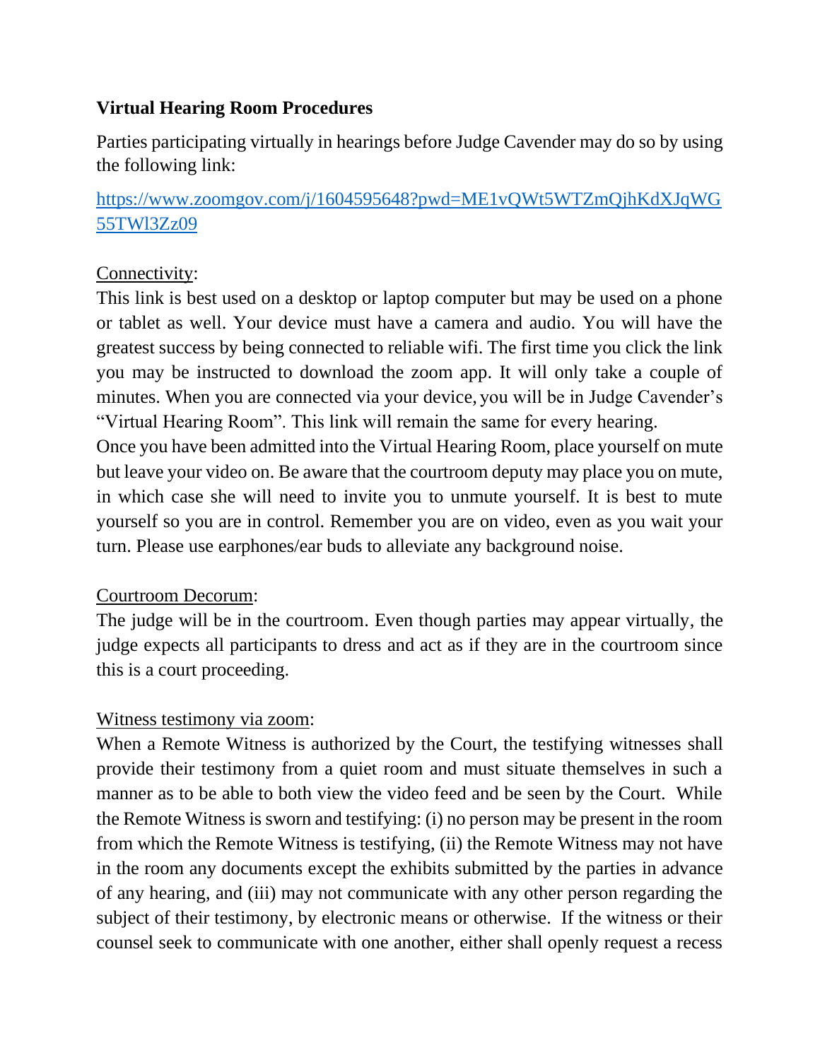**Virtual Hearing Room Procedures**

Parties participating virtually in hearings before Judge Cavender may do so by using the following link:

https://www.zoomgov.com/j/1604595648?pwd=ME1vQWt5WTZmQjhKdXJqWG55TWl3Zz09

Connectivity:
This link is best used on a desktop or laptop computer but may be used on a phone or tablet as well. Your device must have a camera and audio. You will have the greatest success by being connected to reliable wifi. The first time you click the link you may be instructed to download the zoom app. It will only take a couple of minutes. When you are connected via your device, you will be in Judge Cavender's "Virtual Hearing Room". This link will remain the same for every hearing.
Once you have been admitted into the Virtual Hearing Room, place yourself on mute but leave your video on. Be aware that the courtroom deputy may place you on mute, in which case she will need to invite you to unmute yourself. It is best to mute yourself so you are in control. Remember you are on video, even as you wait your turn. Please use earphones/ear buds to alleviate any background noise.

Courtroom Decorum:
The judge will be in the courtroom. Even though parties may appear virtually, the judge expects all participants to dress and act as if they are in the courtroom since this is a court proceeding.

Witness testimony via zoom:
When a Remote Witness is authorized by the Court, the testifying witnesses shall provide their testimony from a quiet room and must situate themselves in such a manner as to be able to both view the video feed and be seen by the Court. While the Remote Witness is sworn and testifying: (i) no person may be present in the room from which the Remote Witness is testifying, (ii) the Remote Witness may not have in the room any documents except the exhibits submitted by the parties in advance of any hearing, and (iii) may not communicate with any other person regarding the subject of their testimony, by electronic means or otherwise. If the witness or their counsel seek to communicate with one another, either shall openly request a recess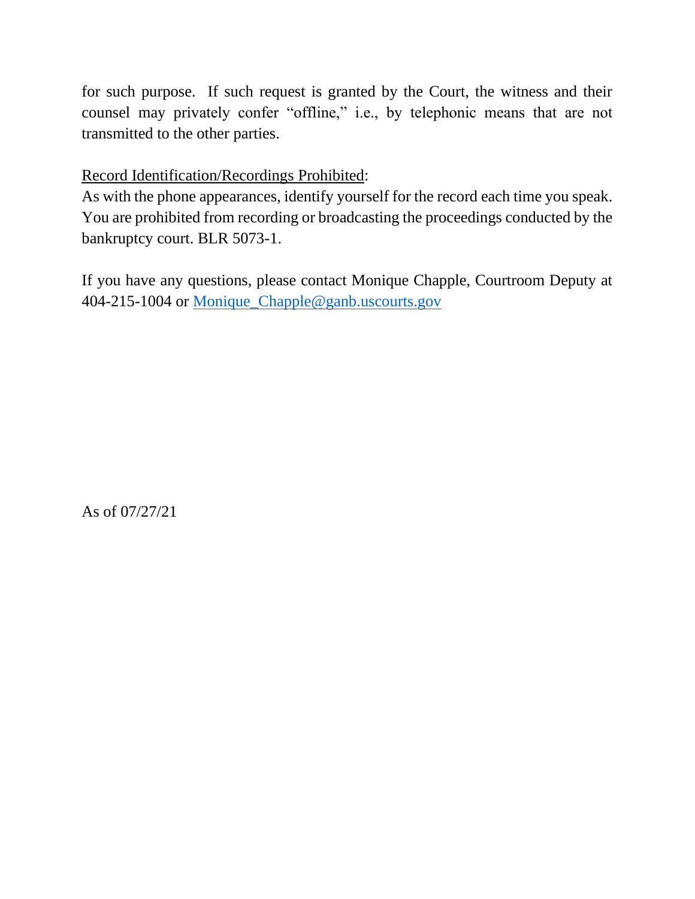for such purpose. If such request is granted by the Court, the witness and their counsel may privately confer "offline," i.e., by telephonic means that are not transmitted to the other parties.

Record Identification/Recordings Prohibited:
As with the phone appearances, identify yourself for the record each time you speak. You are prohibited from recording or broadcasting the proceedings conducted by the bankruptcy court. BLR 5073-1.

If you have any questions, please contact Monique Chapple, Courtroom Deputy at 404-215-1004 or Monique_Chapple@ganb.uscourts.gov

As of 07/27/21